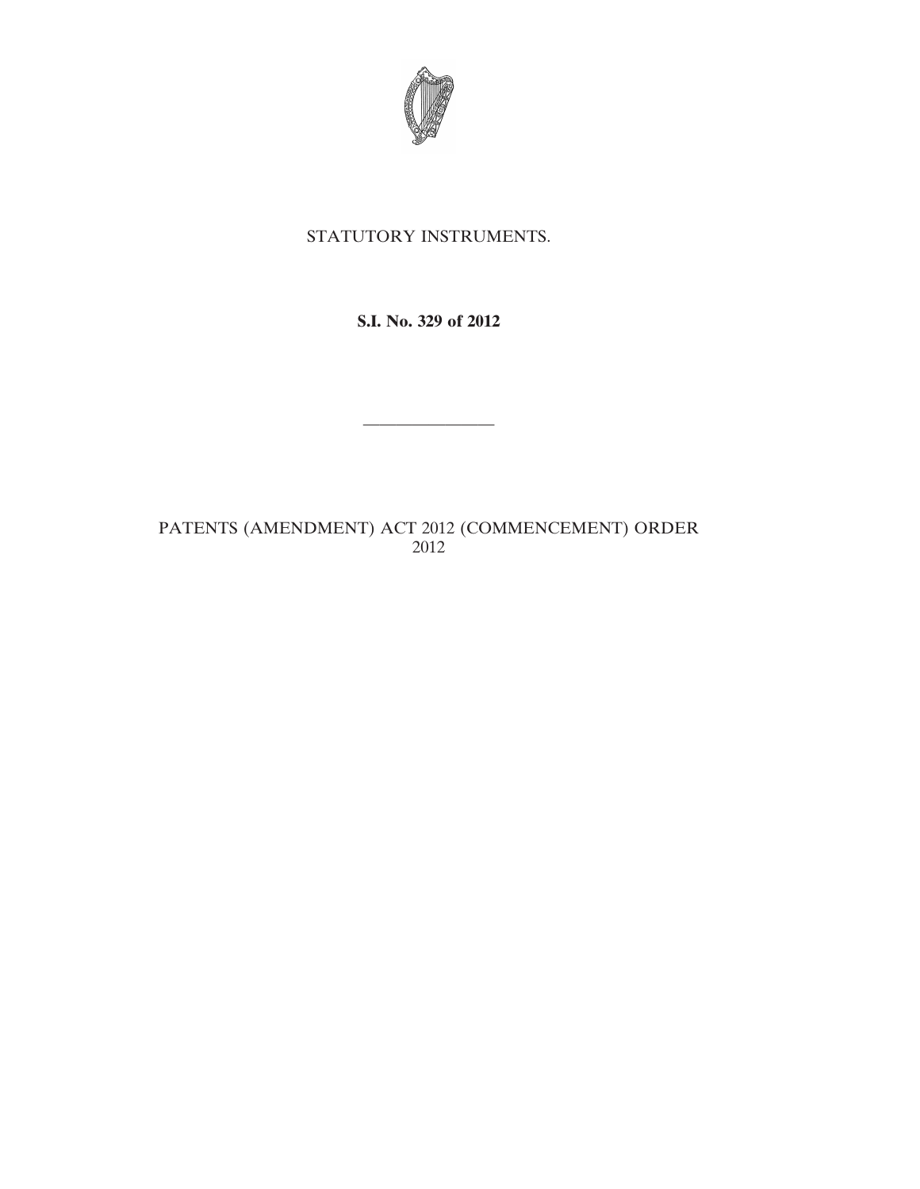STATUTORY INSTRUMENTS.

**S.I. No. 329 of 2012**

---

PATENTS (AMENDMENT) ACT 2012 (COMMENCEMENT) ORDER 2012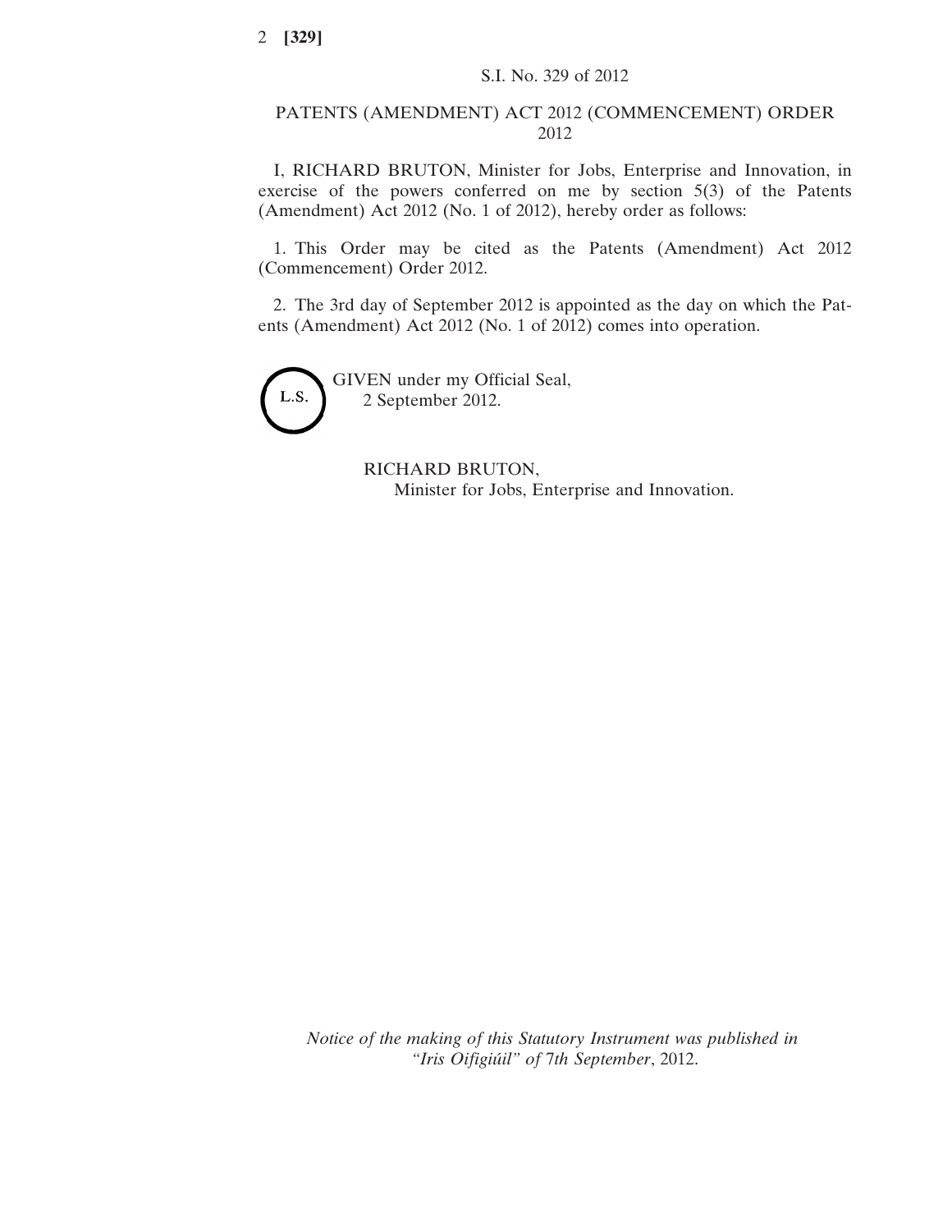S.I. No. 329 of 2012

# PATENTS (AMENDMENT) ACT 2012 (COMMENCEMENT) ORDER 2012

I, RICHARD BRUTON, Minister for Jobs, Enterprise and Innovation, in exercise of the powers conferred on me by section 5(3) of the Patents (Amendment) Act 2012 (No. 1 of 2012), hereby order as follows:

1. This Order may be cited as the Patents (Amendment) Act 2012 (Commencement) Order 2012.

2. The 3rd day of September 2012 is appointed as the day on which the Patents (Amendment) Act 2012 (No. 1 of 2012) comes into operation.

L.S.

GIVEN under my Official Seal,
2 September 2012.

RICHARD BRUTON,
Minister for Jobs, Enterprise and Innovation.

*Notice of the making of this Statutory Instrument was published in "Iris Oifigiúil" of* 7*th September*, 2012.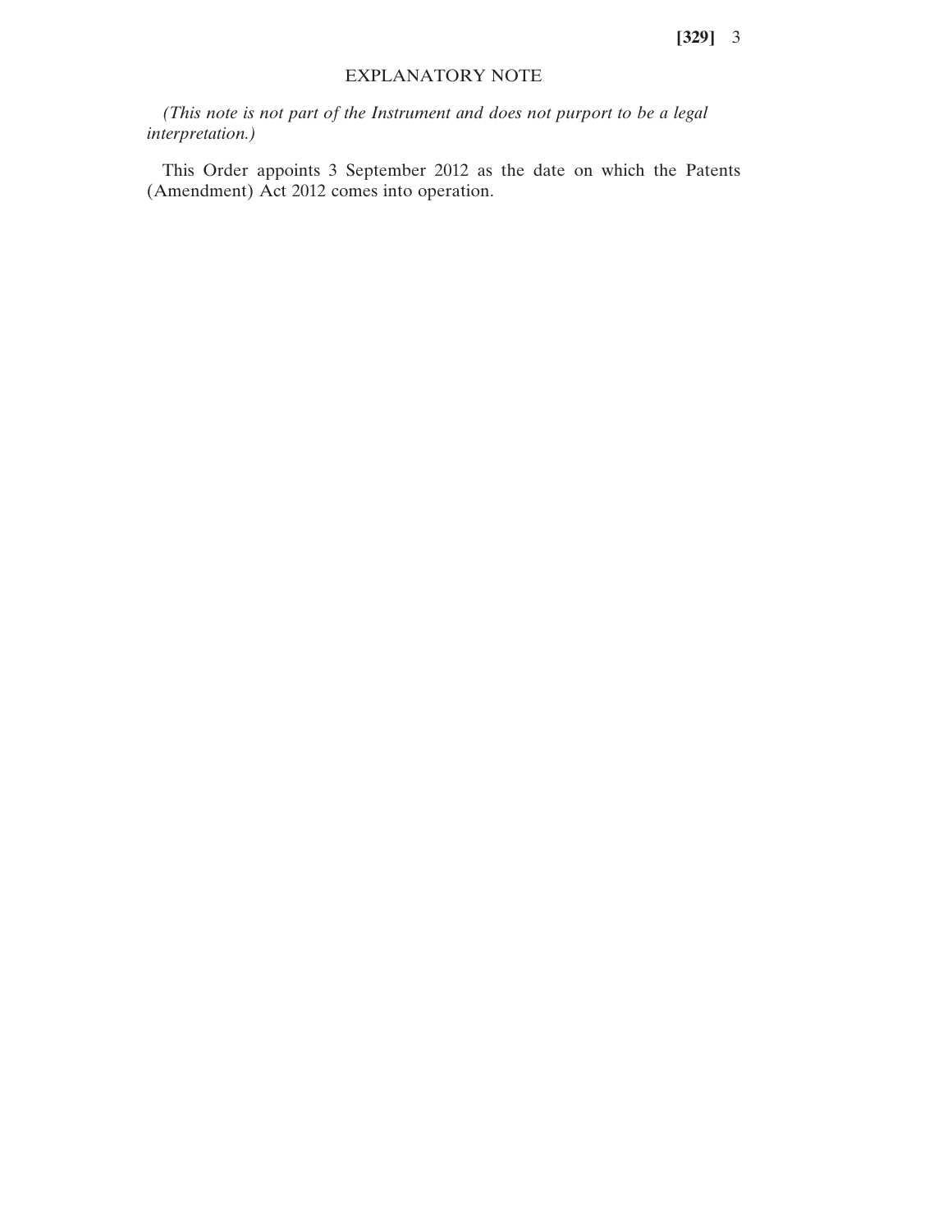## EXPLANATORY NOTE

*(This note is not part of the Instrument and does not purport to be a legal interpretation.)*

This Order appoints 3 September 2012 as the date on which the Patents (Amendment) Act 2012 comes into operation.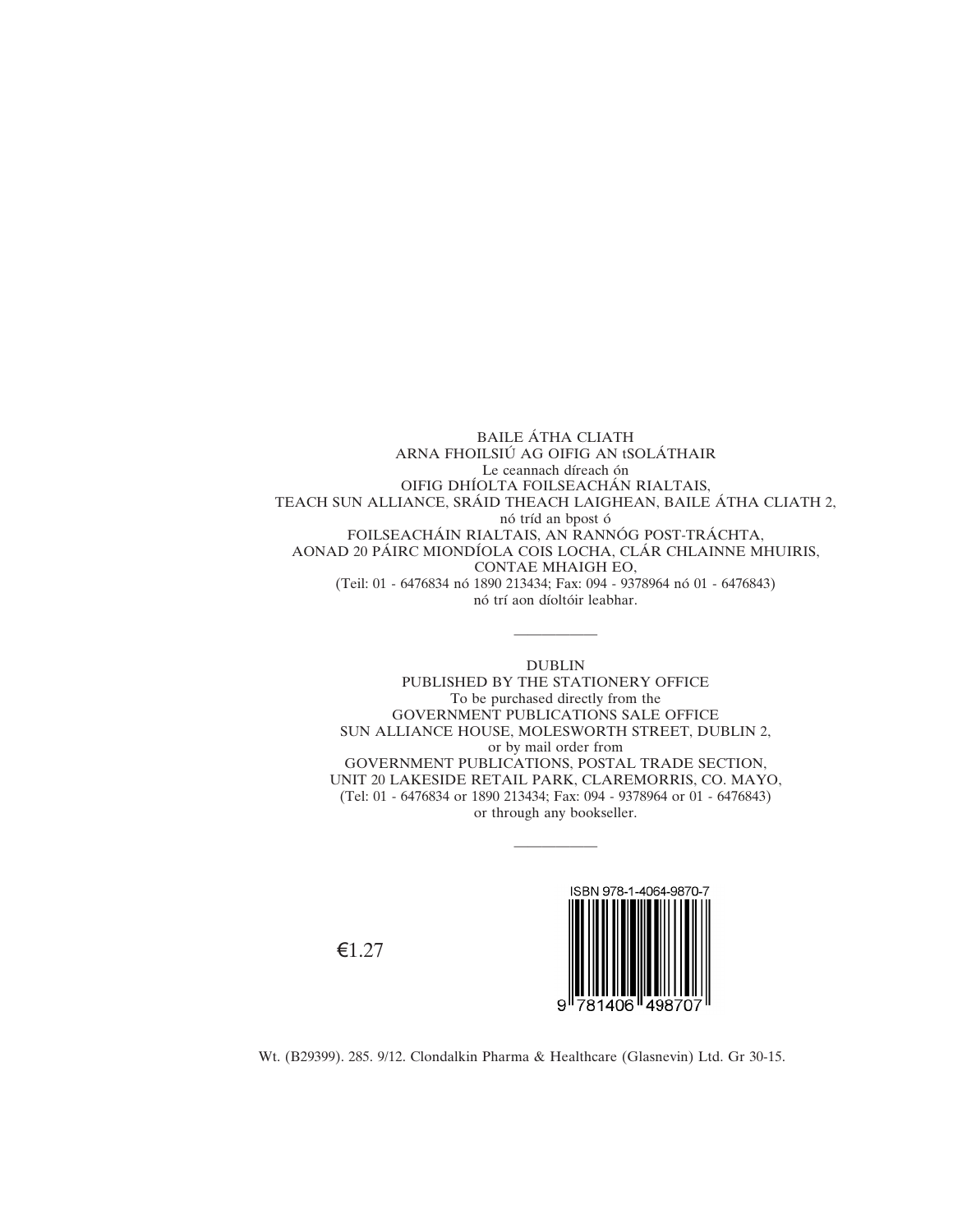BAILE ÁTHA CLIATH
ARNA FHOILSIÚ AG OIFIG AN tSOLÁTHAIR
Le ceannach díreach ón
OIFIG DHÍOLTA FOILSEACHÁN RIALTAIS,
TEACH SUN ALLIANCE, SRÁID THEACH LAIGHEAN, BAILE ÁTHA CLIATH 2,
nó tríd an bpost ó
FOILSEACHÁIN RIALTAIS, AN RANNÓG POST-TRÁCHTA,
AONAD 20 PÁIRC MIONDÍOLA COIS LOCHA, CLÁR CHLAINNE MHUIRIS,
CONTAE MHAIGH EO,
(Teil: 01 - 6476834 nó 1890 213434; Fax: 094 - 9378964 nó 01 - 6476843)
nó trí aon díoltóir leabhar.

---

DUBLIN
PUBLISHED BY THE STATIONERY OFFICE
To be purchased directly from the
GOVERNMENT PUBLICATIONS SALE OFFICE
SUN ALLIANCE HOUSE, MOLESWORTH STREET, DUBLIN 2,
or by mail order from
GOVERNMENT PUBLICATIONS, POSTAL TRADE SECTION,
UNIT 20 LAKESIDE RETAIL PARK, CLAREMORRIS, CO. MAYO,
(Tel: 01 - 6476834 or 1890 213434; Fax: 094 - 9378964 or 01 - 6476843)
or through any bookseller.

---

€1.27

ISBN 978-1-4064-9870-7

9 781406 498707

Wt. (B29399). 285. 9/12. Clondalkin Pharma & Healthcare (Glasnevin) Ltd. Gr 30-15.